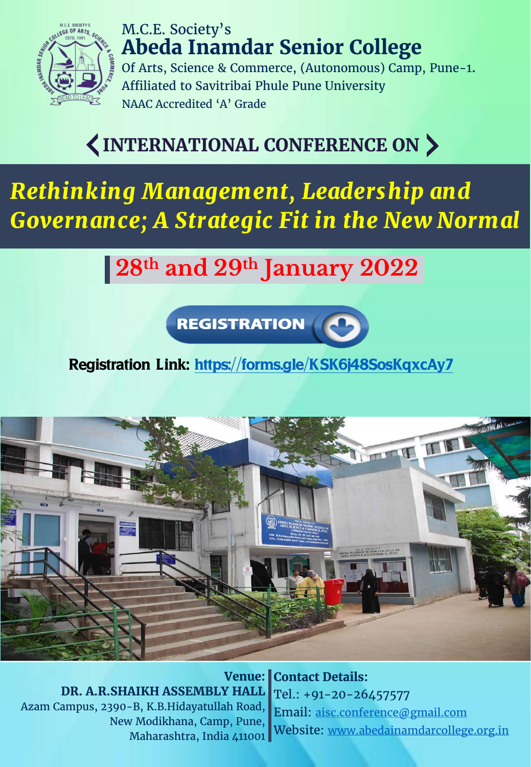M.C.E. Society's

# Abeda Inamdar Senior College

Of Arts, Science & Commerce, (Autonomous) Camp, Pune-1.
Affiliated to Savitribai Phule Pune University
NAAC Accredited 'A' Grade

## INTERNATIONAL CONFERENCE ON

# *Rethinking Management, Leadership and Governance; A Strategic Fit in the New Normal*

## 28th and 29th January 2022

**REGISTRATION**

**Registration Link:** [https://forms.gle/KSK6j48SosKqxcAy7](https://forms.gle/KSK6j48SosKqxcAy7)

**Venue:**
**DR. A.R.SHAIKH ASSEMBLY HALL**
Azam Campus, 2390-B, K.B.Hidayatullah Road,
New Modikhana, Camp, Pune,
Maharashtra, India 411001

**Contact Details:**
Tel.: +91-20-26457577
Email: aisc.conference@gmail.com
Website: www.abedainamdarcollege.org.in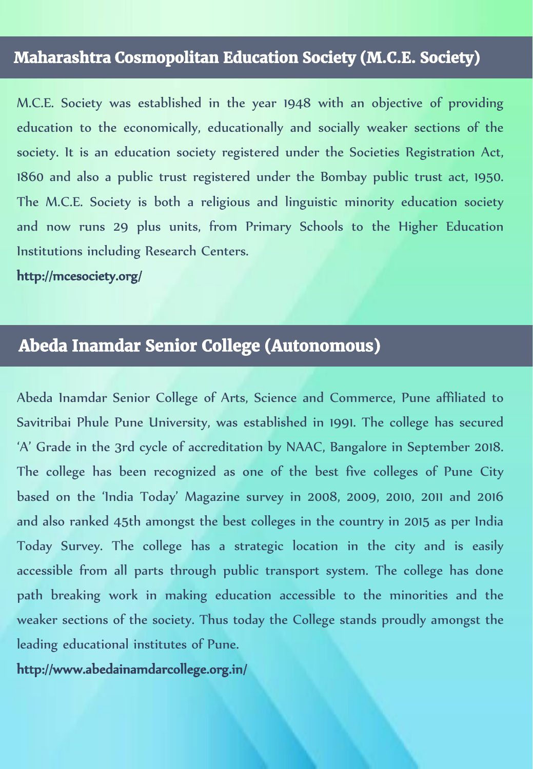## Maharashtra Cosmopolitan Education Society (M.C.E. Society)

M.C.E. Society was established in the year 1948 with an objective of providing education to the economically, educationally and socially weaker sections of the society. It is an education society registered under the Societies Registration Act, 1860 and also a public trust registered under the Bombay public trust act, 1950. The M.C.E. Society is both a religious and linguistic minority education society and now runs 29 plus units, from Primary Schools to the Higher Education Institutions including Research Centers.

**http://mcesociety.org/**

## Abeda Inamdar Senior College (Autonomous)

Abeda Inamdar Senior College of Arts, Science and Commerce, Pune affiliated to Savitribai Phule Pune University, was established in 1991. The college has secured 'A' Grade in the 3rd cycle of accreditation by NAAC, Bangalore in September 2018. The college has been recognized as one of the best five colleges of Pune City based on the 'India Today' Magazine survey in 2008, 2009, 2010, 2011 and 2016 and also ranked 45th amongst the best colleges in the country in 2015 as per India Today Survey. The college has a strategic location in the city and is easily accessible from all parts through public transport system. The college has done path breaking work in making education accessible to the minorities and the weaker sections of the society. Thus today the College stands proudly amongst the leading educational institutes of Pune.

**http://www.abedainamdarcollege.org.in/**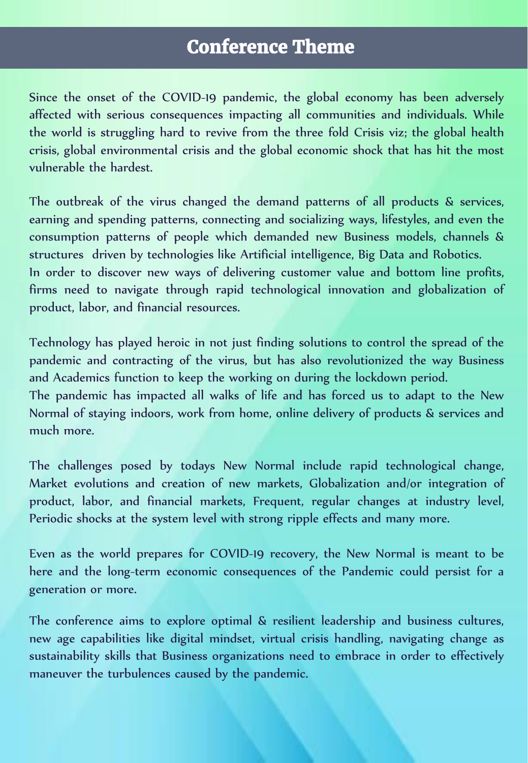# Conference Theme

Since the onset of the COVID-19 pandemic, the global economy has been adversely affected with serious consequences impacting all communities and individuals. While the world is struggling hard to revive from the three fold Crisis viz; the global health crisis, global environmental crisis and the global economic shock that has hit the most vulnerable the hardest.

The outbreak of the virus changed the demand patterns of all products & services, earning and spending patterns, connecting and socializing ways, lifestyles, and even the consumption patterns of people which demanded new Business models, channels & structures driven by technologies like Artificial intelligence, Big Data and Robotics.
In order to discover new ways of delivering customer value and bottom line profits, firms need to navigate through rapid technological innovation and globalization of product, labor, and financial resources.

Technology has played heroic in not just finding solutions to control the spread of the pandemic and contracting of the virus, but has also revolutionized the way Business and Academics function to keep the working on during the lockdown period.
The pandemic has impacted all walks of life and has forced us to adapt to the New Normal of staying indoors, work from home, online delivery of products & services and much more.

The challenges posed by todays New Normal include rapid technological change, Market evolutions and creation of new markets, Globalization and/or integration of product, labor, and financial markets, Frequent, regular changes at industry level, Periodic shocks at the system level with strong ripple effects and many more.

Even as the world prepares for COVID-19 recovery, the New Normal is meant to be here and the long-term economic consequences of the Pandemic could persist for a generation or more.

The conference aims to explore optimal & resilient leadership and business cultures, new age capabilities like digital mindset, virtual crisis handling, navigating change as sustainability skills that Business organizations need to embrace in order to effectively maneuver the turbulences caused by the pandemic.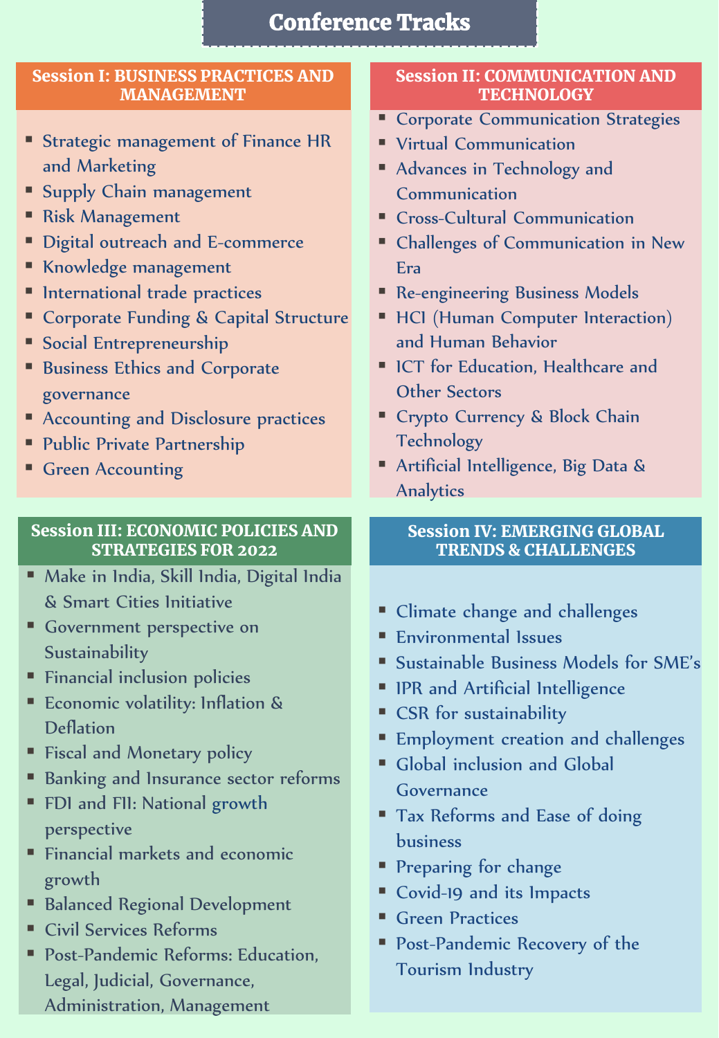# Conference Tracks

## Session I: BUSINESS PRACTICES AND MANAGEMENT

- Strategic management of Finance HR and Marketing
- Supply Chain management
- Risk Management
- Digital outreach and E-commerce
- Knowledge management
- International trade practices
- Corporate Funding & Capital Structure
- Social Entrepreneurship
- Business Ethics and Corporate governance
- Accounting and Disclosure practices
- Public Private Partnership
- Green Accounting

## Session II: COMMUNICATION AND TECHNOLOGY

- Corporate Communication Strategies
- Virtual Communication
- Advances in Technology and Communication
- Cross-Cultural Communication
- Challenges of Communication in New Era
- Re-engineering Business Models
- HCI (Human Computer Interaction) and Human Behavior
- ICT for Education, Healthcare and Other Sectors
- Crypto Currency & Block Chain Technology
- Artificial Intelligence, Big Data & Analytics

## Session III: ECONOMIC POLICIES AND STRATEGIES FOR 2022

- Make in India, Skill India, Digital India & Smart Cities Initiative
- Government perspective on Sustainability
- Financial inclusion policies
- Economic volatility: Inflation & Deflation
- Fiscal and Monetary policy
- Banking and Insurance sector reforms
- FDI and FII: National growth perspective
- Financial markets and economic growth
- Balanced Regional Development
- Civil Services Reforms
- Post-Pandemic Reforms: Education, Legal, Judicial, Governance, Administration, Management

## Session IV: EMERGING GLOBAL TRENDS & CHALLENGES

- Climate change and challenges
- Environmental Issues
- Sustainable Business Models for SME's
- IPR and Artificial Intelligence
- CSR for sustainability
- Employment creation and challenges
- Global inclusion and Global Governance
- Tax Reforms and Ease of doing business
- Preparing for change
- Covid-19 and its Impacts
- Green Practices
- Post-Pandemic Recovery of the Tourism Industry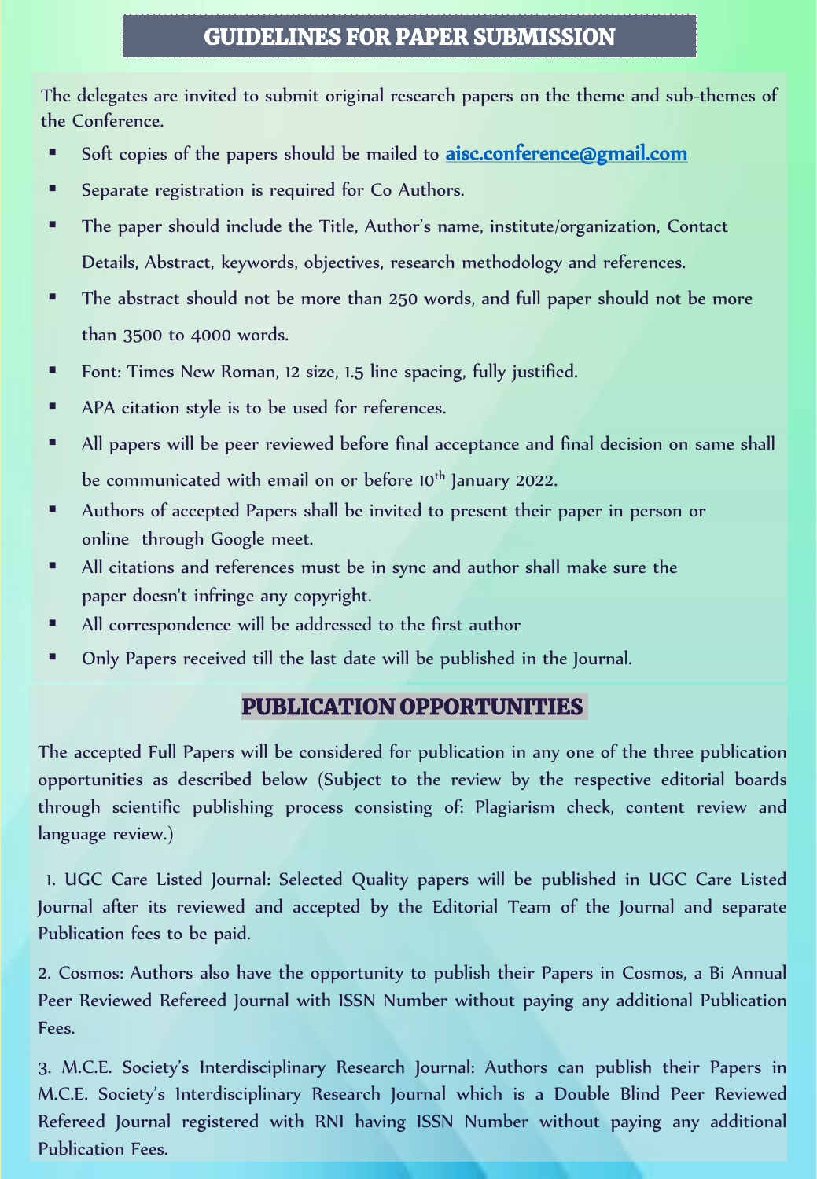## GUIDELINES FOR PAPER SUBMISSION

The delegates are invited to submit original research papers on the theme and sub-themes of the Conference.

- Soft copies of the papers should be mailed to **aisc.conference@gmail.com**
- Separate registration is required for Co Authors.
- The paper should include the Title, Author's name, institute/organization, Contact Details, Abstract, keywords, objectives, research methodology and references.
- The abstract should not be more than 250 words, and full paper should not be more than 3500 to 4000 words.
- Font: Times New Roman, 12 size, 1.5 line spacing, fully justified.
- APA citation style is to be used for references.
- All papers will be peer reviewed before final acceptance and final decision on same shall be communicated with email on or before 10th January 2022.
- Authors of accepted Papers shall be invited to present their paper in person or online through Google meet.
- All citations and references must be in sync and author shall make sure the paper doesn't infringe any copyright.
- All correspondence will be addressed to the first author
- Only Papers received till the last date will be published in the Journal.

## PUBLICATION OPPORTUNITIES

The accepted Full Papers will be considered for publication in any one of the three publication opportunities as described below (Subject to the review by the respective editorial boards through scientific publishing process consisting of: Plagiarism check, content review and language review.)

1. UGC Care Listed Journal: Selected Quality papers will be published in UGC Care Listed Journal after its reviewed and accepted by the Editorial Team of the Journal and separate Publication fees to be paid.

2. Cosmos: Authors also have the opportunity to publish their Papers in Cosmos, a Bi Annual Peer Reviewed Refereed Journal with ISSN Number without paying any additional Publication Fees.

3. M.C.E. Society's Interdisciplinary Research Journal: Authors can publish their Papers in M.C.E. Society's Interdisciplinary Research Journal which is a Double Blind Peer Reviewed Refereed Journal registered with RNI having ISSN Number without paying any additional Publication Fees.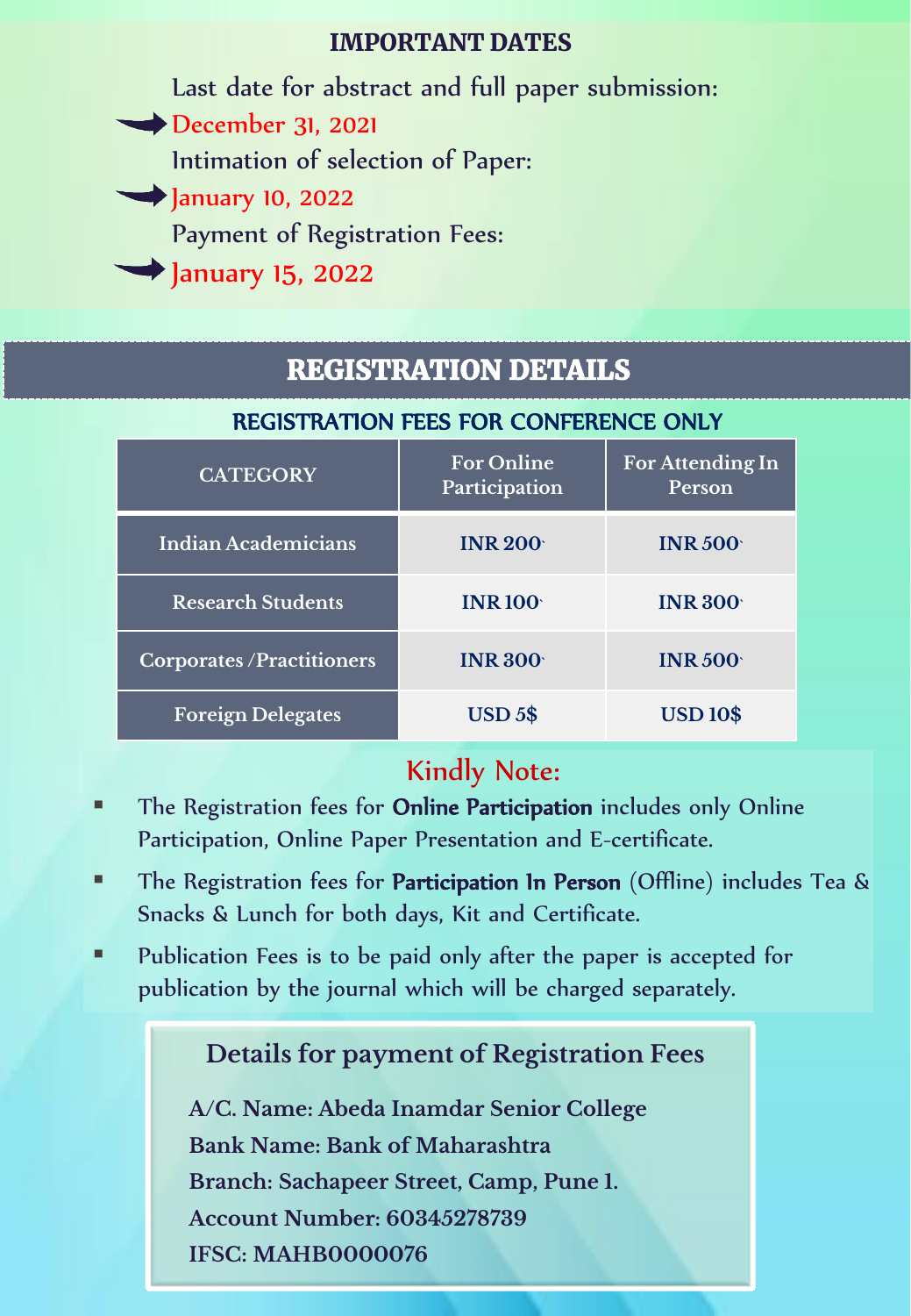## IMPORTANT DATES

Last date for abstract and full paper submission:

➔ December 31, 2021

Intimation of selection of Paper:

➔ January 10, 2022

Payment of Registration Fees:

➔ January 15, 2022

## REGISTRATION DETAILS

### REGISTRATION FEES FOR CONFERENCE ONLY

| CATEGORY | For Online Participation | For Attending In Person |
|---|---|---|
| Indian Academicians | INR 200 | INR 500 |
| Research Students | INR 100 | INR 300 |
| Corporates /Practitioners | INR 300 | INR 500 |
| Foreign Delegates | USD 5$ | USD 10$ |

### Kindly Note:

- The Registration fees for **Online Participation** includes only Online Participation, Online Paper Presentation and E-certificate.
- The Registration fees for **Participation In Person** (Offline) includes Tea & Snacks & Lunch for both days, Kit and Certificate.
- Publication Fees is to be paid only after the paper is accepted for publication by the journal which will be charged separately.

### Details for payment of Registration Fees

**A/C. Name: Abeda Inamdar Senior College**

**Bank Name: Bank of Maharashtra**

**Branch: Sachapeer Street, Camp, Pune 1.**

**Account Number: 60345278739**

**IFSC: MAHB0000076**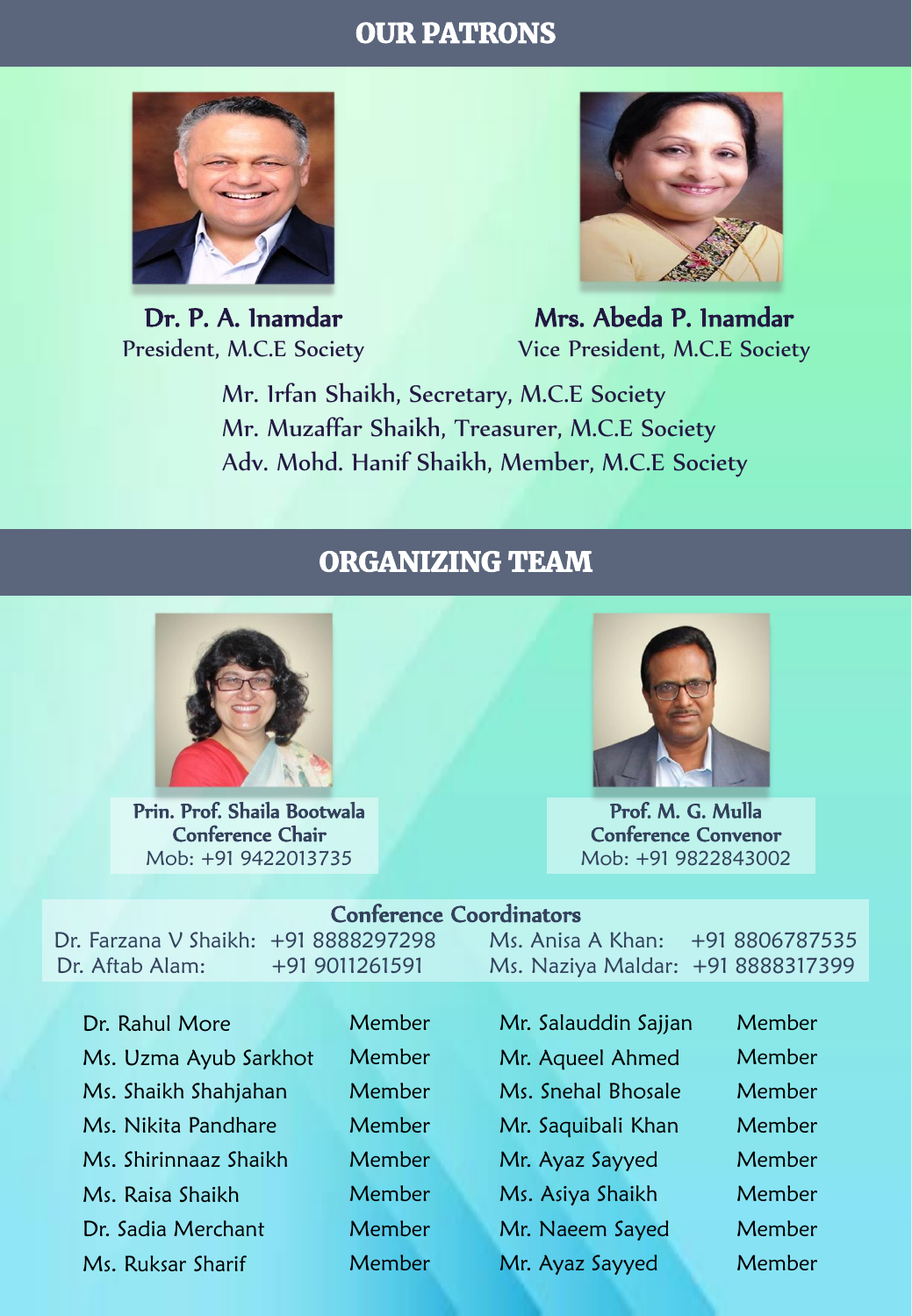## OUR PATRONS

**Dr. P. A. Inamdar**
President, M.C.E Society

**Mrs. Abeda P. Inamdar**
Vice President, M.C.E Society

Mr. Irfan Shaikh, Secretary, M.C.E Society
Mr. Muzaffar Shaikh, Treasurer, M.C.E Society
Adv. Mohd. Hanif Shaikh, Member, M.C.E Society

## ORGANIZING TEAM

**Prin. Prof. Shaila Bootwala**
**Conference Chair**
Mob: +91 9422013735

**Prof. M. G. Mulla**
**Conference Convenor**
Mob: +91 9822843002

### Conference Coordinators

| | | | |
|---|---|---|---|
| Dr. Farzana V Shaikh: | +91 8888297298 | Ms. Anisa A Khan: | +91 8806787535 |
| Dr. Aftab Alam: | +91 9011261591 | Ms. Naziya Maldar: | +91 8888317399 |

| | | | |
|---|---|---|---|
| Dr. Rahul More | Member | Mr. Salauddin Sajjan | Member |
| Ms. Uzma Ayub Sarkhot | Member | Mr. Aqueel Ahmed | Member |
| Ms. Shaikh Shahjahan | Member | Ms. Snehal Bhosale | Member |
| Ms. Nikita Pandhare | Member | Mr. Saquibali Khan | Member |
| Ms. Shirinnaaz Shaikh | Member | Mr. Ayaz Sayyed | Member |
| Ms. Raisa Shaikh | Member | Ms. Asiya Shaikh | Member |
| Dr. Sadia Merchant | Member | Mr. Naeem Sayed | Member |
| Ms. Ruksar Sharif | Member | Mr. Ayaz Sayyed | Member |